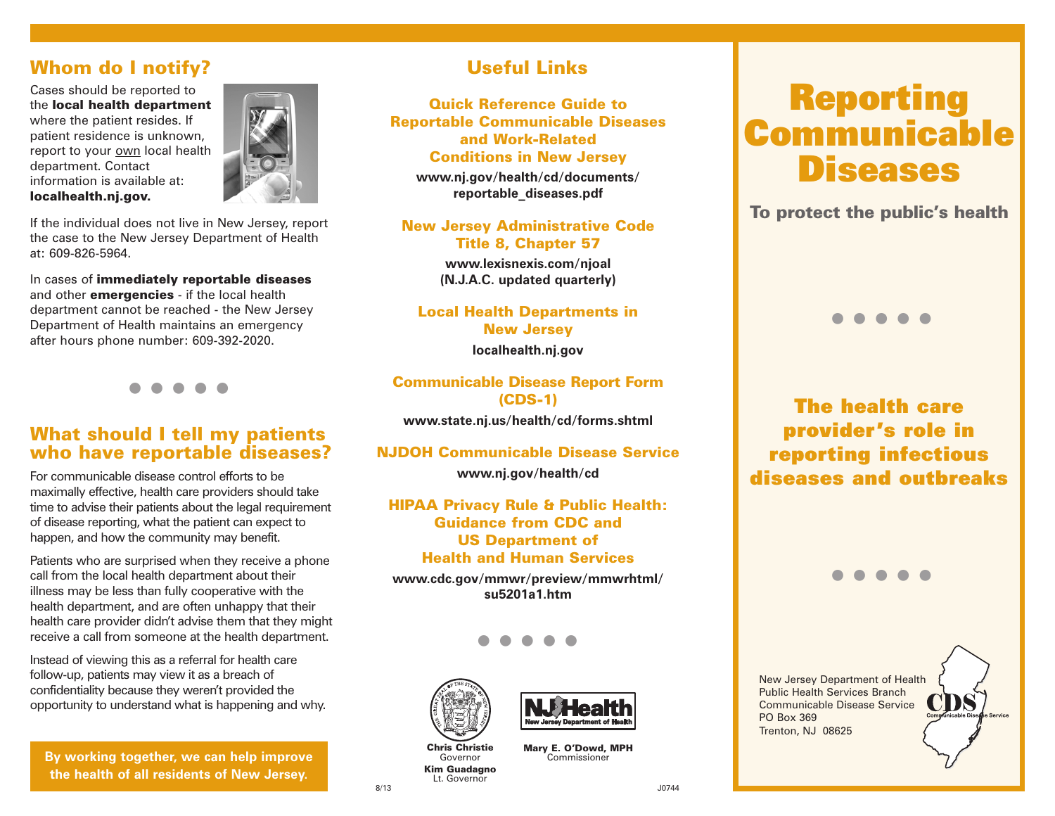## Whom do I notify?

Cases should be reported to the **local health department** where the patient resides. If patient residence is unknown, report to your own local health department. Contact information is available at: **localhealth.nj.gov.**

If the individual does not live in New Jersey, report the case to the New Jersey Department of Health at: 609-826-5964.

In cases of **immediately reportable diseases** and other **emergencies** - if the local health department cannot be reached - the New Jersey Department of Health maintains an emergency after hours phone number: 609-392-2020.

## What should I tell my patients who have reportable diseases?

For communicable disease control efforts to be maximally effective, health care providers should take time to advise their patients about the legal requirement of disease reporting, what the patient can expect to happen, and how the community may benefit.

Patients who are surprised when they receive a phone call from the local health department about their illness may be less than fully cooperative with the health department, and are often unhappy that their health care provider didn't advise them that they might receive a call from someone at the health department.

Instead of viewing this as a referral for health care follow-up, patients may view it as a breach of confidentiality because they weren't provided the opportunity to understand what is happening and why.

**By working together, we can help improve the health of all residents of New Jersey.**

## Useful Links

**Quick Reference Guide to Reportable Communicable Diseases and Work-Related Conditions in New Jersey**

**www.nj.gov/health/cd/documents/reportable_diseases.pdf**

**New Jersey Administrative Code Title 8, Chapter 57**

**www.lexisnexis.com/njoal (N.J.A.C. updated quarterly)**

**Local Health Departments in New Jersey**

**localhealth.nj.gov**

**Communicable Disease Report Form (CDS-1)**

**www.state.nj.us/health/cd/forms.shtml**

**NJDOH Communicable Disease Service**

**www.nj.gov/health/cd**

**HIPAA Privacy Rule & Public Health: Guidance from CDC and US Department of Health and Human Services**

**www.cdc.gov/mmwr/preview/mmwrhtml/su5201a1.htm**

**Chris Christie**
Governor
**Kim Guadagno**
Lt. Governor

NJ Health
New Jersey Department of Health

**Mary E. O'Dowd, MPH**
Commissioner

8/13

J0744

# Reporting Communicable Diseases

**To protect the public's health**

## The health care provider's role in reporting infectious diseases and outbreaks

New Jersey Department of Health
Public Health Services Branch
Communicable Disease Service
PO Box 369
Trenton, NJ 08625

CDS Communicable Disease Service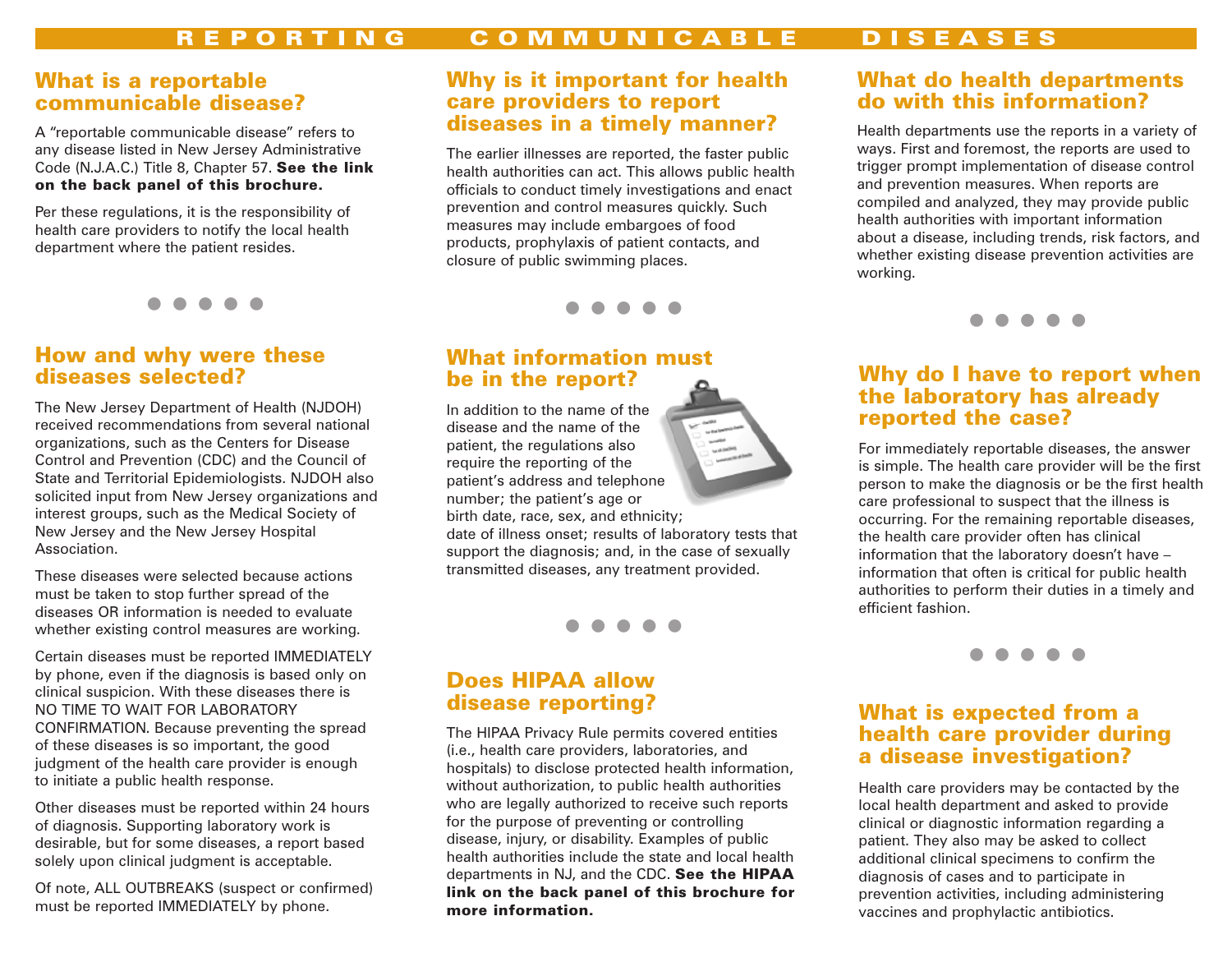# REPORTING COMMUNICABLE DISEASES

## What is a reportable communicable disease?

A "reportable communicable disease" refers to any disease listed in New Jersey Administrative Code (N.J.A.C.) Title 8, Chapter 57. **See the link on the back panel of this brochure.**

Per these regulations, it is the responsibility of health care providers to notify the local health department where the patient resides.

## How and why were these diseases selected?

The New Jersey Department of Health (NJDOH) received recommendations from several national organizations, such as the Centers for Disease Control and Prevention (CDC) and the Council of State and Territorial Epidemiologists. NJDOH also solicited input from New Jersey organizations and interest groups, such as the Medical Society of New Jersey and the New Jersey Hospital Association.

These diseases were selected because actions must be taken to stop further spread of the diseases OR information is needed to evaluate whether existing control measures are working.

Certain diseases must be reported IMMEDIATELY by phone, even if the diagnosis is based only on clinical suspicion. With these diseases there is NO TIME TO WAIT FOR LABORATORY CONFIRMATION. Because preventing the spread of these diseases is so important, the good judgment of the health care provider is enough to initiate a public health response.

Other diseases must be reported within 24 hours of diagnosis. Supporting laboratory work is desirable, but for some diseases, a report based solely upon clinical judgment is acceptable.

Of note, ALL OUTBREAKS (suspect or confirmed) must be reported IMMEDIATELY by phone.

## Why is it important for health care providers to report diseases in a timely manner?

The earlier illnesses are reported, the faster public health authorities can act. This allows public health officials to conduct timely investigations and enact prevention and control measures quickly. Such measures may include embargoes of food products, prophylaxis of patient contacts, and closure of public swimming places.

## What information must be in the report?

In addition to the name of the disease and the name of the patient, the regulations also require the reporting of the patient's address and telephone number; the patient's age or birth date, race, sex, and ethnicity; date of illness onset; results of laboratory tests that support the diagnosis; and, in the case of sexually transmitted diseases, any treatment provided.

## Does HIPAA allow disease reporting?

The HIPAA Privacy Rule permits covered entities (i.e., health care providers, laboratories, and hospitals) to disclose protected health information, without authorization, to public health authorities who are legally authorized to receive such reports for the purpose of preventing or controlling disease, injury, or disability. Examples of public health authorities include the state and local health departments in NJ, and the CDC. **See the HIPAA link on the back panel of this brochure for more information.**

## What do health departments do with this information?

Health departments use the reports in a variety of ways. First and foremost, the reports are used to trigger prompt implementation of disease control and prevention measures. When reports are compiled and analyzed, they may provide public health authorities with important information about a disease, including trends, risk factors, and whether existing disease prevention activities are working.

## Why do I have to report when the laboratory has already reported the case?

For immediately reportable diseases, the answer is simple. The health care provider will be the first person to make the diagnosis or be the first health care professional to suspect that the illness is occurring. For the remaining reportable diseases, the health care provider often has clinical information that the laboratory doesn't have – information that often is critical for public health authorities to perform their duties in a timely and efficient fashion.

## What is expected from a health care provider during a disease investigation?

Health care providers may be contacted by the local health department and asked to provide clinical or diagnostic information regarding a patient. They also may be asked to collect additional clinical specimens to confirm the diagnosis of cases and to participate in prevention activities, including administering vaccines and prophylactic antibiotics.